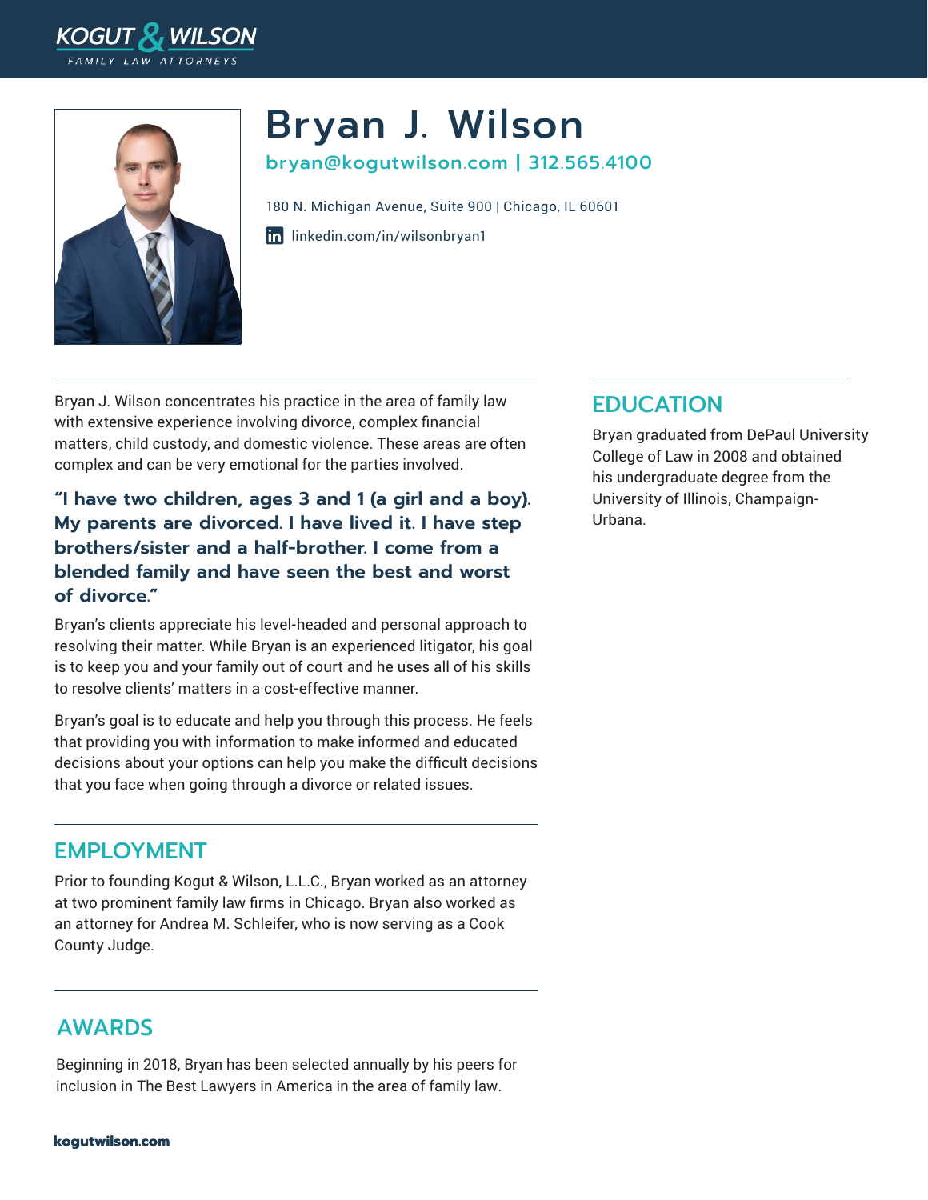KOGUT & WILSON

FAMILY LAW ATTORNEYS

# Bryan J. Wilson

**bryan@kogutwilson.com | 312.565.4100**

180 N. Michigan Avenue, Suite 900 | Chicago, IL 60601

linkedin.com/in/wilsonbryan1

Bryan J. Wilson concentrates his practice in the area of family law with extensive experience involving divorce, complex financial matters, child custody, and domestic violence. These areas are often complex and can be very emotional for the parties involved.

**"I have two children, ages 3 and 1 (a girl and a boy). My parents are divorced. I have lived it. I have step brothers/sister and a half-brother. I come from a blended family and have seen the best and worst of divorce."**

Bryan's clients appreciate his level-headed and personal approach to resolving their matter. While Bryan is an experienced litigator, his goal is to keep you and your family out of court and he uses all of his skills to resolve clients' matters in a cost-effective manner.

Bryan's goal is to educate and help you through this process. He feels that providing you with information to make informed and educated decisions about your options can help you make the difficult decisions that you face when going through a divorce or related issues.

## EMPLOYMENT

Prior to founding Kogut & Wilson, L.L.C., Bryan worked as an attorney at two prominent family law firms in Chicago. Bryan also worked as an attorney for Andrea M. Schleifer, who is now serving as a Cook County Judge.

## AWARDS

Beginning in 2018, Bryan has been selected annually by his peers for inclusion in The Best Lawyers in America in the area of family law.

## EDUCATION

Bryan graduated from DePaul University College of Law in 2008 and obtained his undergraduate degree from the University of Illinois, Champaign-Urbana.

**kogutwilson.com**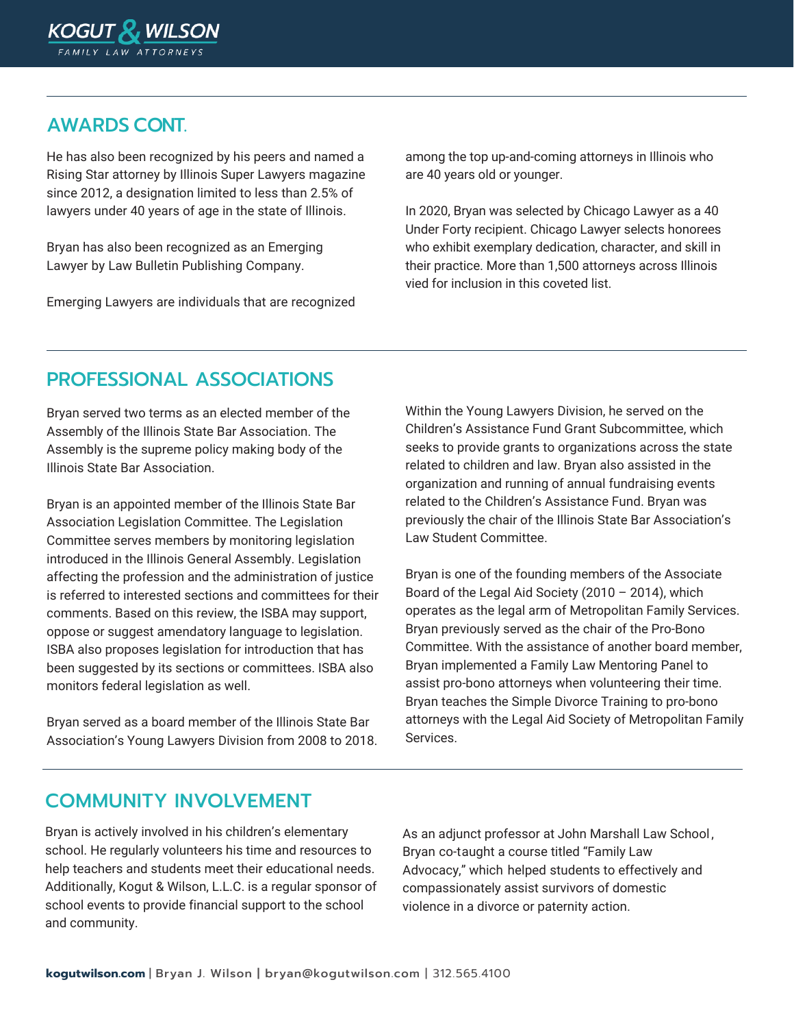## AWARDS CONT.

He has also been recognized by his peers and named a Rising Star attorney by Illinois Super Lawyers magazine since 2012, a designation limited to less than 2.5% of lawyers under 40 years of age in the state of Illinois.

Bryan has also been recognized as an Emerging Lawyer by Law Bulletin Publishing Company.

Emerging Lawyers are individuals that are recognized among the top up-and-coming attorneys in Illinois who are 40 years old or younger.

In 2020, Bryan was selected by Chicago Lawyer as a 40 Under Forty recipient. Chicago Lawyer selects honorees who exhibit exemplary dedication, character, and skill in their practice. More than 1,500 attorneys across Illinois vied for inclusion in this coveted list.

## PROFESSIONAL ASSOCIATIONS

Bryan served two terms as an elected member of the Assembly of the Illinois State Bar Association. The Assembly is the supreme policy making body of the Illinois State Bar Association.

Bryan is an appointed member of the Illinois State Bar Association Legislation Committee. The Legislation Committee serves members by monitoring legislation introduced in the Illinois General Assembly. Legislation affecting the profession and the administration of justice is referred to interested sections and committees for their comments. Based on this review, the ISBA may support, oppose or suggest amendatory language to legislation. ISBA also proposes legislation for introduction that has been suggested by its sections or committees. ISBA also monitors federal legislation as well.

Bryan served as a board member of the Illinois State Bar Association's Young Lawyers Division from 2008 to 2018. Within the Young Lawyers Division, he served on the Children's Assistance Fund Grant Subcommittee, which seeks to provide grants to organizations across the state related to children and law. Bryan also assisted in the organization and running of annual fundraising events related to the Children's Assistance Fund. Bryan was previously the chair of the Illinois State Bar Association's Law Student Committee.

Bryan is one of the founding members of the Associate Board of the Legal Aid Society (2010 – 2014), which operates as the legal arm of Metropolitan Family Services. Bryan previously served as the chair of the Pro-Bono Committee. With the assistance of another board member, Bryan implemented a Family Law Mentoring Panel to assist pro-bono attorneys when volunteering their time. Bryan teaches the Simple Divorce Training to pro-bono attorneys with the Legal Aid Society of Metropolitan Family Services.

## COMMUNITY INVOLVEMENT

Bryan is actively involved in his children's elementary school. He regularly volunteers his time and resources to help teachers and students meet their educational needs. Additionally, Kogut & Wilson, L.L.C. is a regular sponsor of school events to provide financial support to the school and community.

As an adjunct professor at John Marshall Law School, Bryan co-taught a course titled "Family Law Advocacy," which helped students to effectively and compassionately assist survivors of domestic violence in a divorce or paternity action.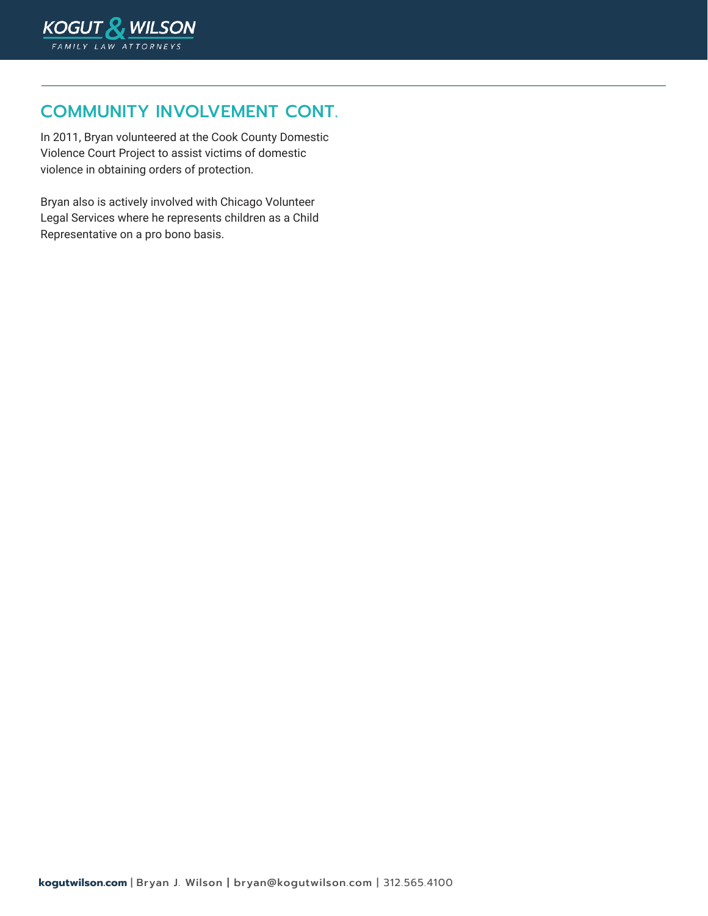## COMMUNITY INVOLVEMENT CONT.

In 2011, Bryan volunteered at the Cook County Domestic Violence Court Project to assist victims of domestic violence in obtaining orders of protection.

Bryan also is actively involved with Chicago Volunteer Legal Services where he represents children as a Child Representative on a pro bono basis.